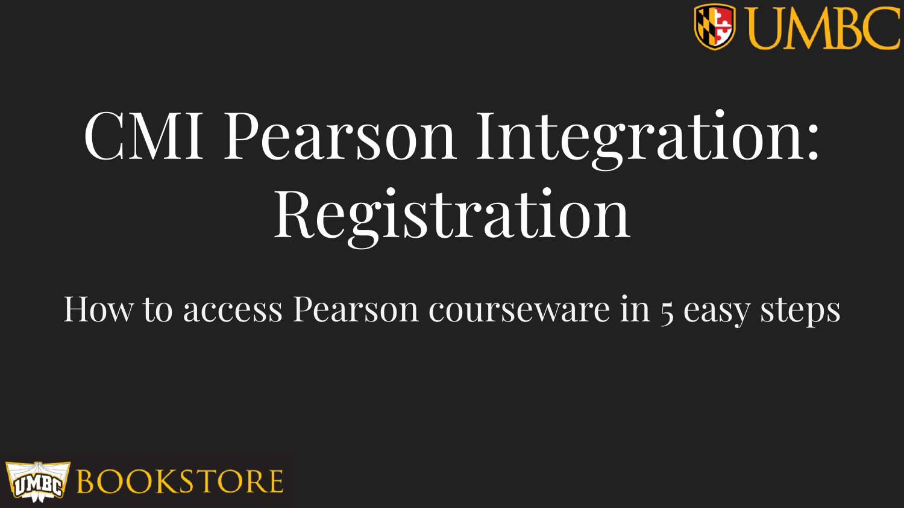UMBC

# CMI Pearson Integration: Registration

How to access Pearson courseware in 5 easy steps

BOOKSTORE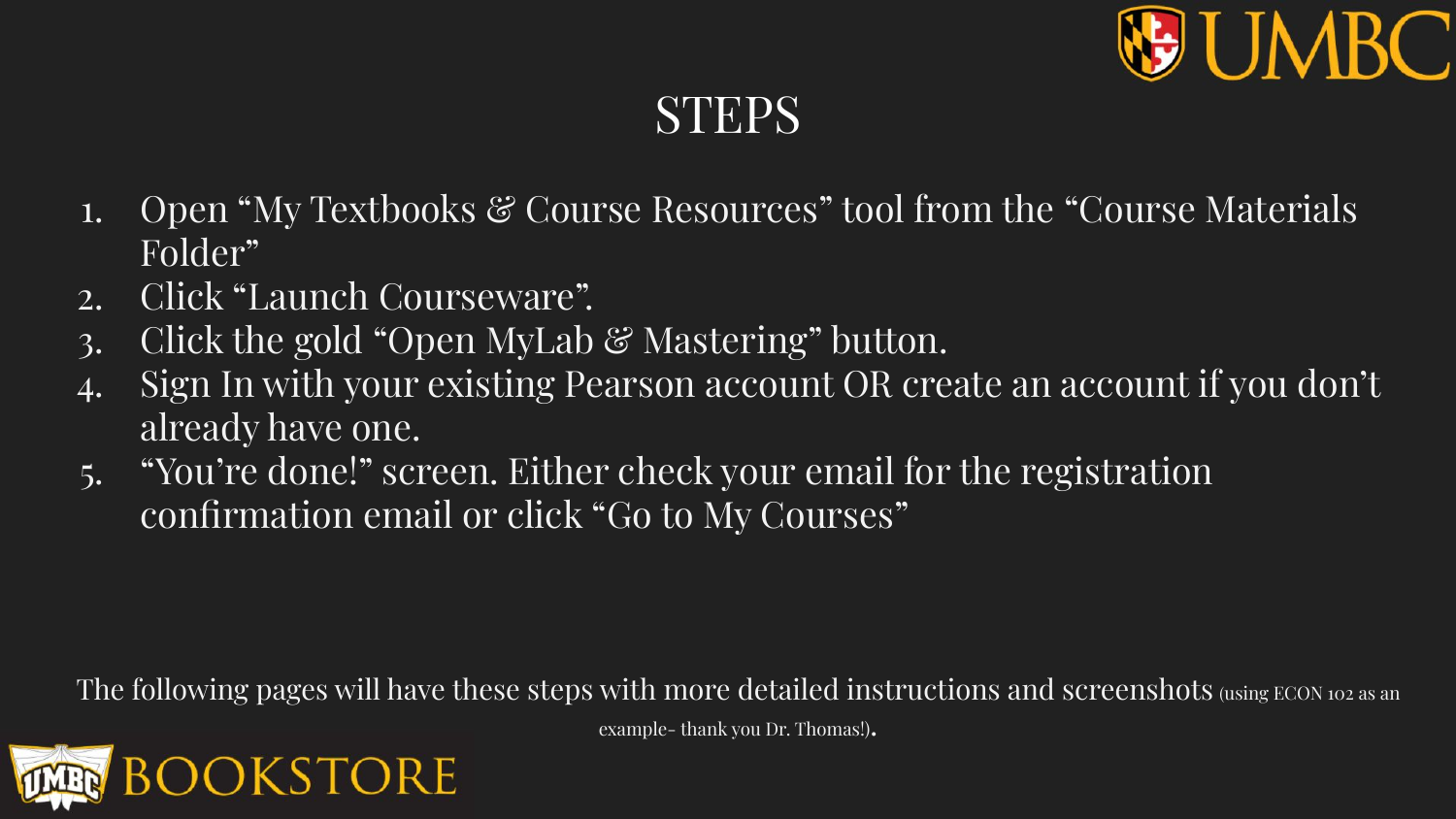# STEPS

1. Open "My Textbooks & Course Resources" tool from the "Course Materials Folder"
2. Click "Launch Courseware".
3. Click the gold "Open MyLab & Mastering" button.
4. Sign In with your existing Pearson account OR create an account if you don't already have one.
5. "You're done!" screen. Either check your email for the registration confirmation email or click "Go to My Courses"

The following pages will have these steps with more detailed instructions and screenshots (using ECON 102 as an example- thank you Dr. Thomas!).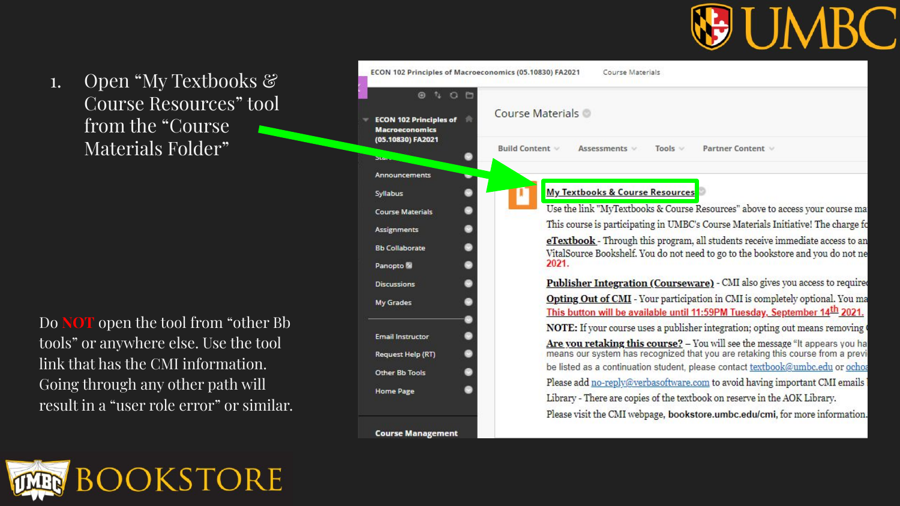1. Open "My Textbooks & Course Resources" tool from the "Course Materials Folder"

Do **NOT** open the tool from "other Bb tools" or anywhere else. Use the tool link that has the CMI information. Going through any other path will result in a "user role error" or similar.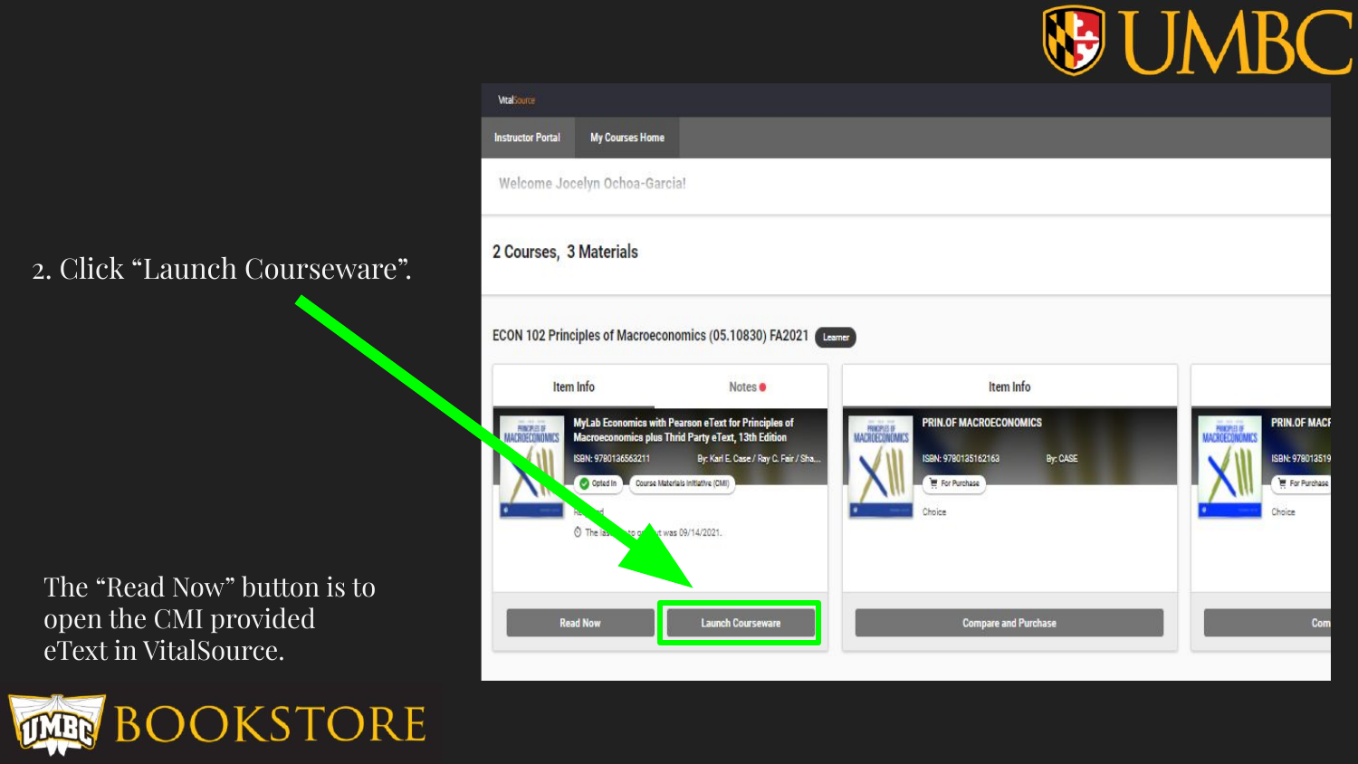2. Click “Launch Courseware”.

The “Read Now” button is to open the CMI provided eText in VitalSource.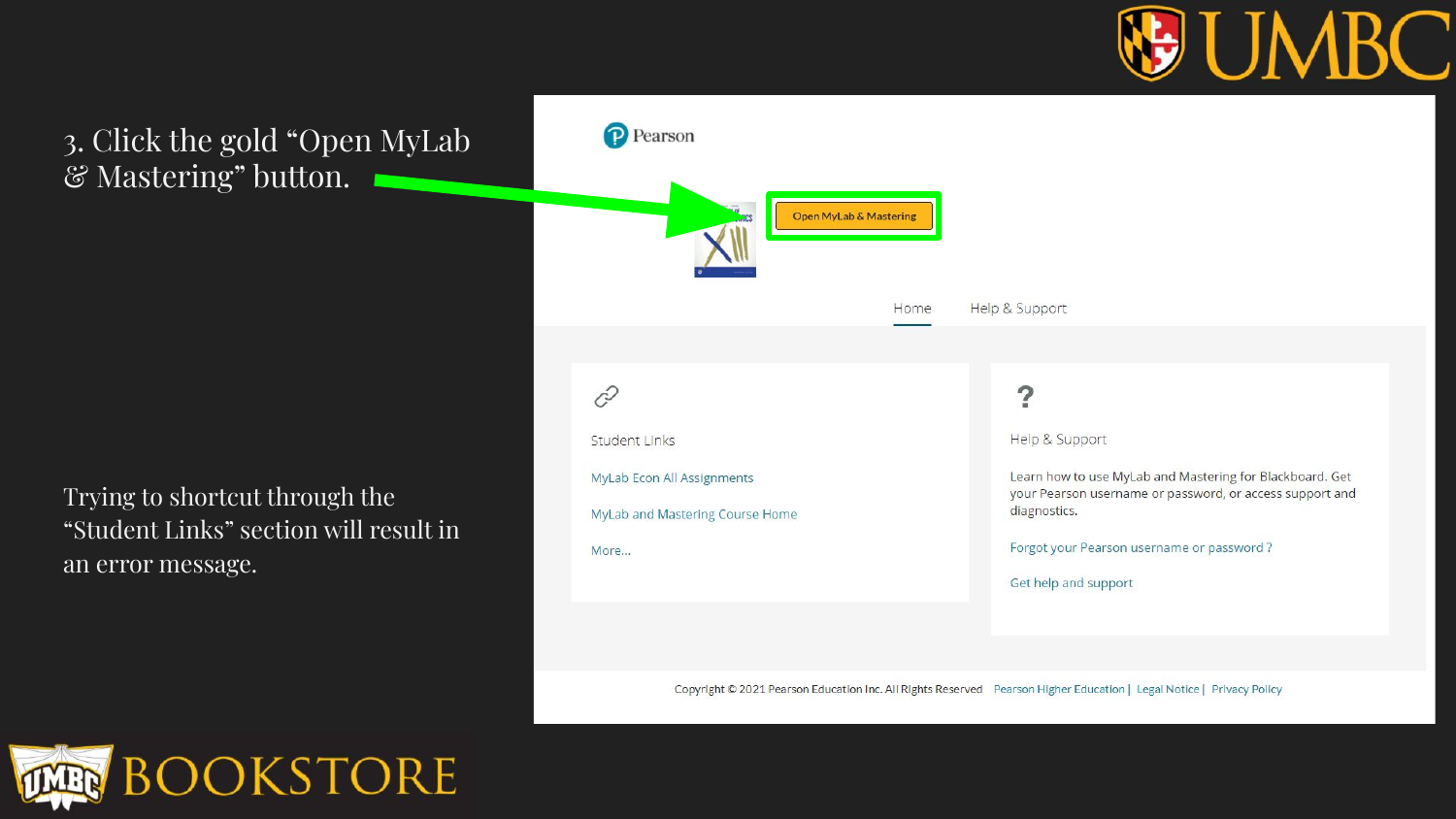3. Click the gold “Open MyLab & Mastering” button.

Trying to shortcut through the “Student Links” section will result in an error message.

Pearson

Open MyLab & Mastering

Home | Help & Support

Student Links

MyLab Econ All Assignments

MyLab and Mastering Course Home

More...

?

Help & Support

Learn how to use MyLab and Mastering for Blackboard. Get your Pearson username or password, or access support and diagnostics.

Forgot your Pearson username or password ?

Get help and support

Copyright © 2021 Pearson Education Inc. All Rights Reserved | Pearson Higher Education | Legal Notice | Privacy Policy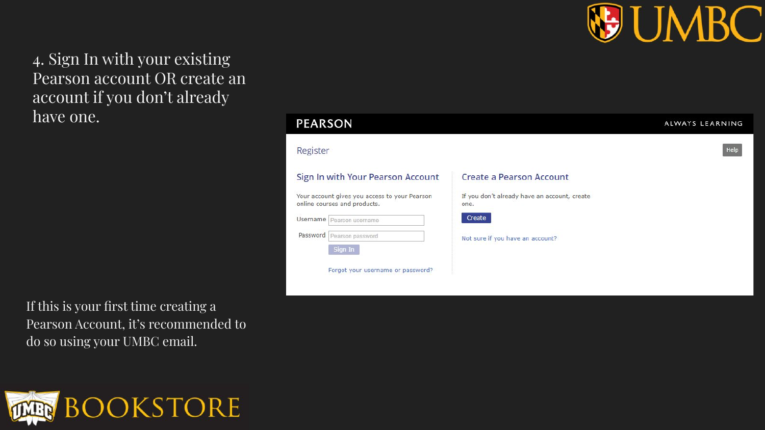4. Sign In with your existing Pearson account OR create an account if you don't already have one.

PEARSON ALWAYS LEARNING

Register

Help

**Sign In with Your Pearson Account**

Your account gives you access to your Pearson online courses and products.

Username: Pearson username

Password: Pearson password

Sign In

Forgot your username or password?

**Create a Pearson Account**

If you don't already have an account, create one.

Create

Not sure if you have an account?

If this is your first time creating a Pearson Account, it's recommended to do so using your UMBC email.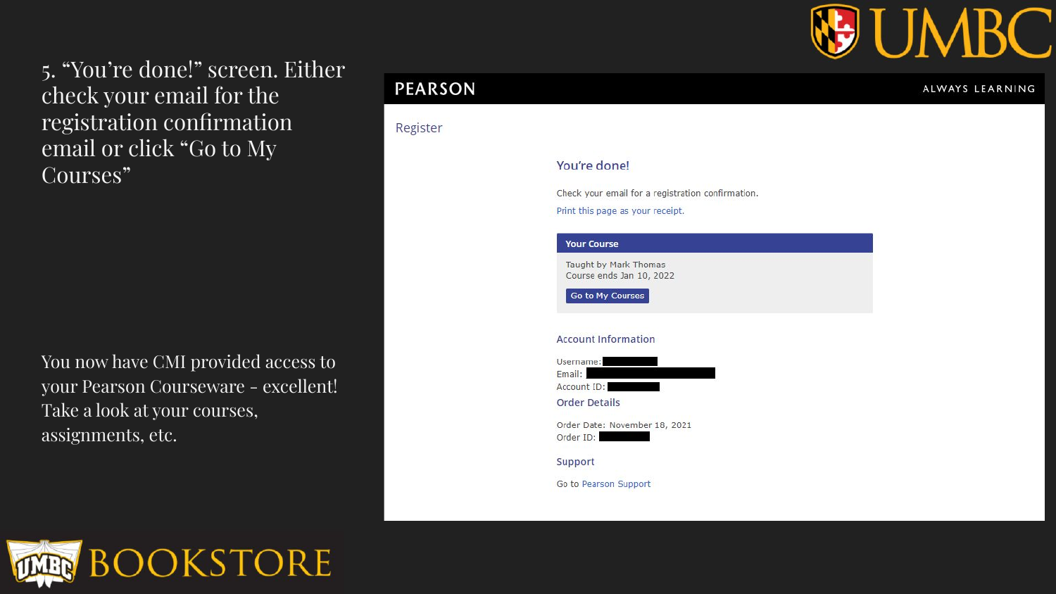5. "You're done!" screen. Either check your email for the registration confirmation email or click "Go to My Courses"

You now have CMI provided access to your Pearson Courseware - excellent! Take a look at your courses, assignments, etc.

PEARSON

ALWAYS LEARNING

Register

## You're done!

Check your email for a registration confirmation.

Print this page as your receipt.

**Your Course**

Taught by Mark Thomas
Course ends Jan 10, 2022

Go to My Courses

### Account Information

Username:
Email:
Account ID:

### Order Details

Order Date: November 18, 2021
Order ID:

### Support

Go to Pearson Support

UMBC BOOKSTORE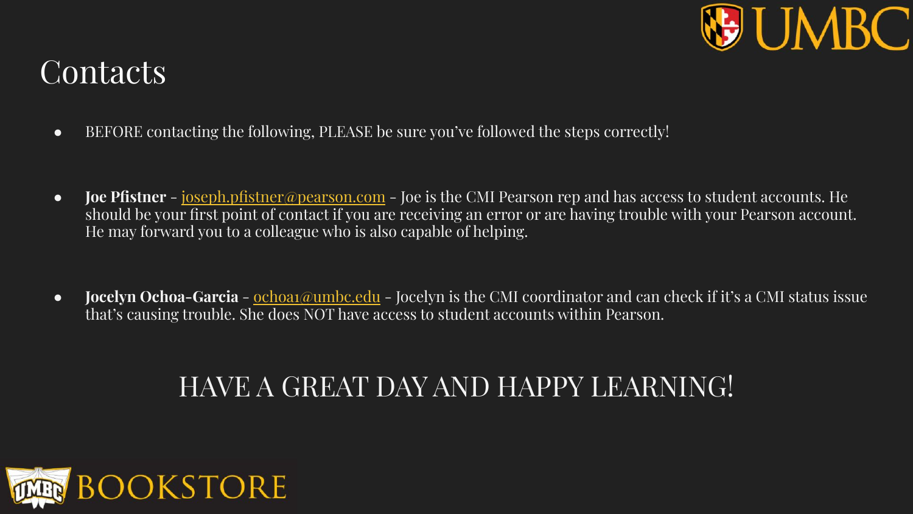# Contacts

- BEFORE contacting the following, PLEASE be sure you've followed the steps correctly!

- **Joe Pfistner** - joseph.pfistner@pearson.com - Joe is the CMI Pearson rep and has access to student accounts. He should be your first point of contact if you are receiving an error or are having trouble with your Pearson account. He may forward you to a colleague who is also capable of helping.

- **Jocelyn Ochoa-Garcia** - ochoa1@umbc.edu - Jocelyn is the CMI coordinator and can check if it's a CMI status issue that's causing trouble. She does NOT have access to student accounts within Pearson.

HAVE A GREAT DAY AND HAPPY LEARNING!